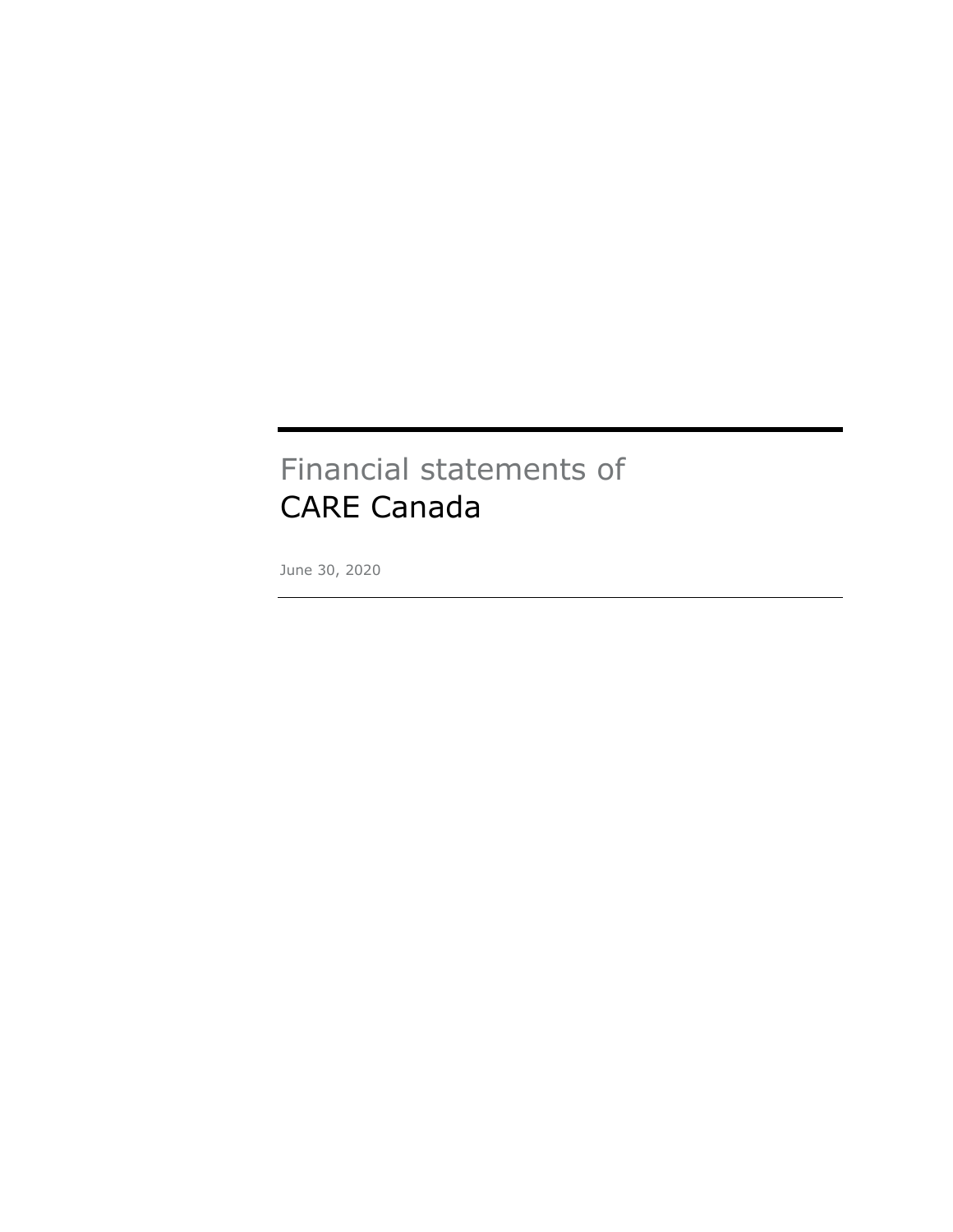# Financial statements of CARE Canada

June 30, 2020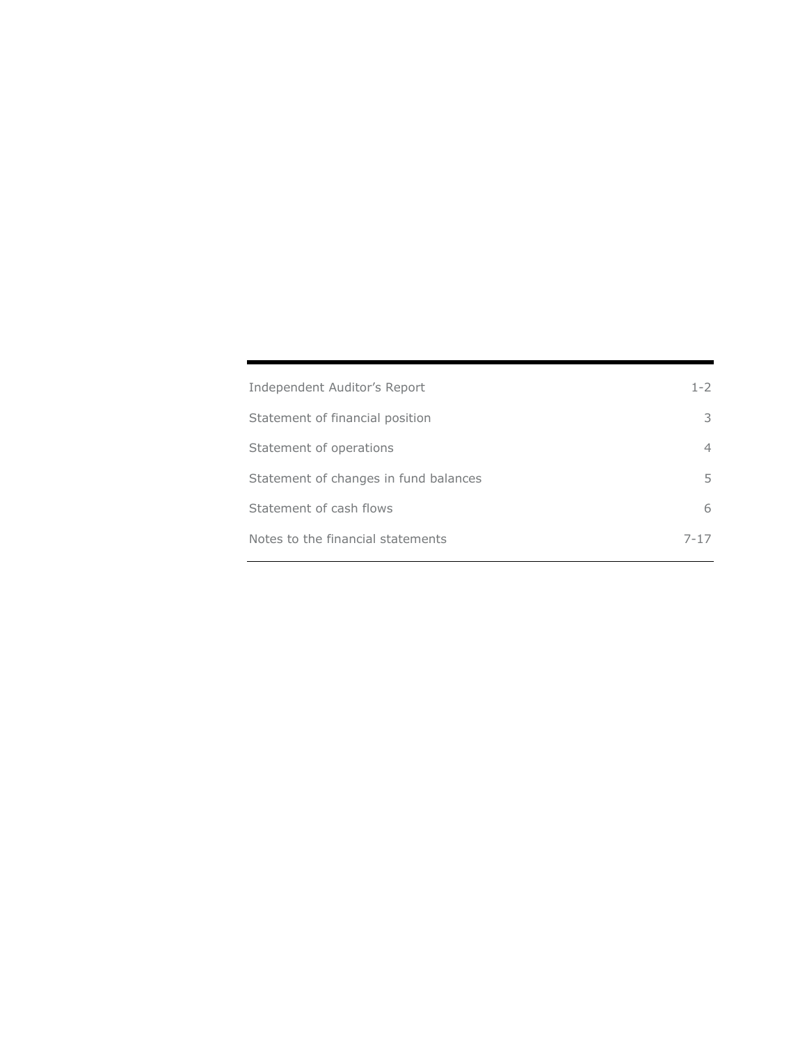| | |
|---|---|
| Independent Auditor's Report | 1-2 |
| Statement of financial position | 3 |
| Statement of operations | 4 |
| Statement of changes in fund balances | 5 |
| Statement of cash flows | 6 |
| Notes to the financial statements | 7-17 |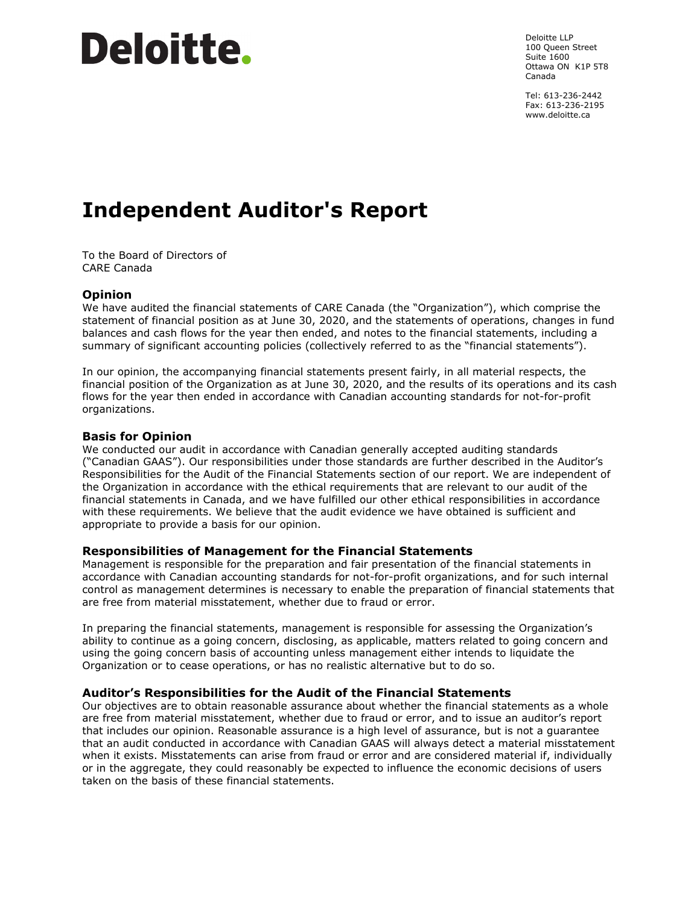# Deloitte.

Deloitte LLP
100 Queen Street
Suite 1600
Ottawa ON K1P 5T8
Canada

Tel: 613-236-2442
Fax: 613-236-2195
www.deloitte.ca

# Independent Auditor's Report

To the Board of Directors of
CARE Canada

### Opinion

We have audited the financial statements of CARE Canada (the "Organization"), which comprise the statement of financial position as at June 30, 2020, and the statements of operations, changes in fund balances and cash flows for the year then ended, and notes to the financial statements, including a summary of significant accounting policies (collectively referred to as the "financial statements").

In our opinion, the accompanying financial statements present fairly, in all material respects, the financial position of the Organization as at June 30, 2020, and the results of its operations and its cash flows for the year then ended in accordance with Canadian accounting standards for not-for-profit organizations.

### Basis for Opinion

We conducted our audit in accordance with Canadian generally accepted auditing standards ("Canadian GAAS"). Our responsibilities under those standards are further described in the Auditor's Responsibilities for the Audit of the Financial Statements section of our report. We are independent of the Organization in accordance with the ethical requirements that are relevant to our audit of the financial statements in Canada, and we have fulfilled our other ethical responsibilities in accordance with these requirements. We believe that the audit evidence we have obtained is sufficient and appropriate to provide a basis for our opinion.

### Responsibilities of Management for the Financial Statements

Management is responsible for the preparation and fair presentation of the financial statements in accordance with Canadian accounting standards for not-for-profit organizations, and for such internal control as management determines is necessary to enable the preparation of financial statements that are free from material misstatement, whether due to fraud or error.

In preparing the financial statements, management is responsible for assessing the Organization's ability to continue as a going concern, disclosing, as applicable, matters related to going concern and using the going concern basis of accounting unless management either intends to liquidate the Organization or to cease operations, or has no realistic alternative but to do so.

### Auditor's Responsibilities for the Audit of the Financial Statements

Our objectives are to obtain reasonable assurance about whether the financial statements as a whole are free from material misstatement, whether due to fraud or error, and to issue an auditor's report that includes our opinion. Reasonable assurance is a high level of assurance, but is not a guarantee that an audit conducted in accordance with Canadian GAAS will always detect a material misstatement when it exists. Misstatements can arise from fraud or error and are considered material if, individually or in the aggregate, they could reasonably be expected to influence the economic decisions of users taken on the basis of these financial statements.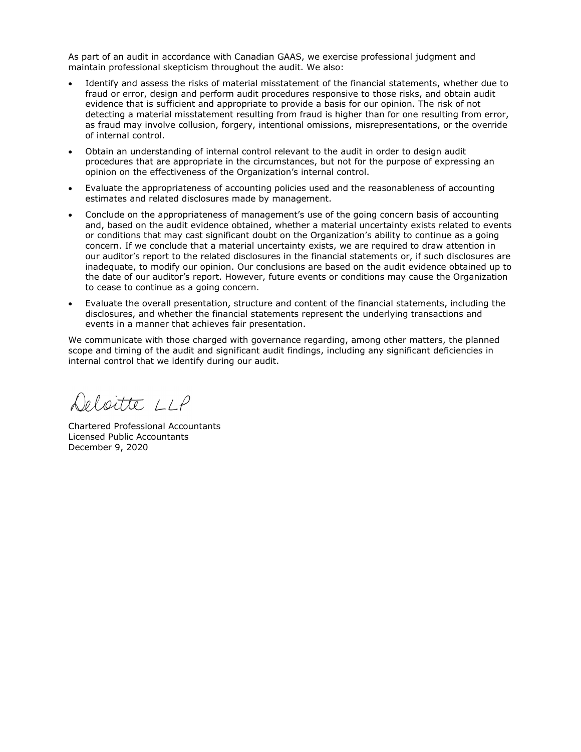As part of an audit in accordance with Canadian GAAS, we exercise professional judgment and maintain professional skepticism throughout the audit. We also:

- Identify and assess the risks of material misstatement of the financial statements, whether due to fraud or error, design and perform audit procedures responsive to those risks, and obtain audit evidence that is sufficient and appropriate to provide a basis for our opinion. The risk of not detecting a material misstatement resulting from fraud is higher than for one resulting from error, as fraud may involve collusion, forgery, intentional omissions, misrepresentations, or the override of internal control.
- Obtain an understanding of internal control relevant to the audit in order to design audit procedures that are appropriate in the circumstances, but not for the purpose of expressing an opinion on the effectiveness of the Organization's internal control.
- Evaluate the appropriateness of accounting policies used and the reasonableness of accounting estimates and related disclosures made by management.
- Conclude on the appropriateness of management's use of the going concern basis of accounting and, based on the audit evidence obtained, whether a material uncertainty exists related to events or conditions that may cast significant doubt on the Organization's ability to continue as a going concern. If we conclude that a material uncertainty exists, we are required to draw attention in our auditor's report to the related disclosures in the financial statements or, if such disclosures are inadequate, to modify our opinion. Our conclusions are based on the audit evidence obtained up to the date of our auditor's report. However, future events or conditions may cause the Organization to cease to continue as a going concern.
- Evaluate the overall presentation, structure and content of the financial statements, including the disclosures, and whether the financial statements represent the underlying transactions and events in a manner that achieves fair presentation.

We communicate with those charged with governance regarding, among other matters, the planned scope and timing of the audit and significant audit findings, including any significant deficiencies in internal control that we identify during our audit.

Deloitte LLP

Chartered Professional Accountants
Licensed Public Accountants
December 9, 2020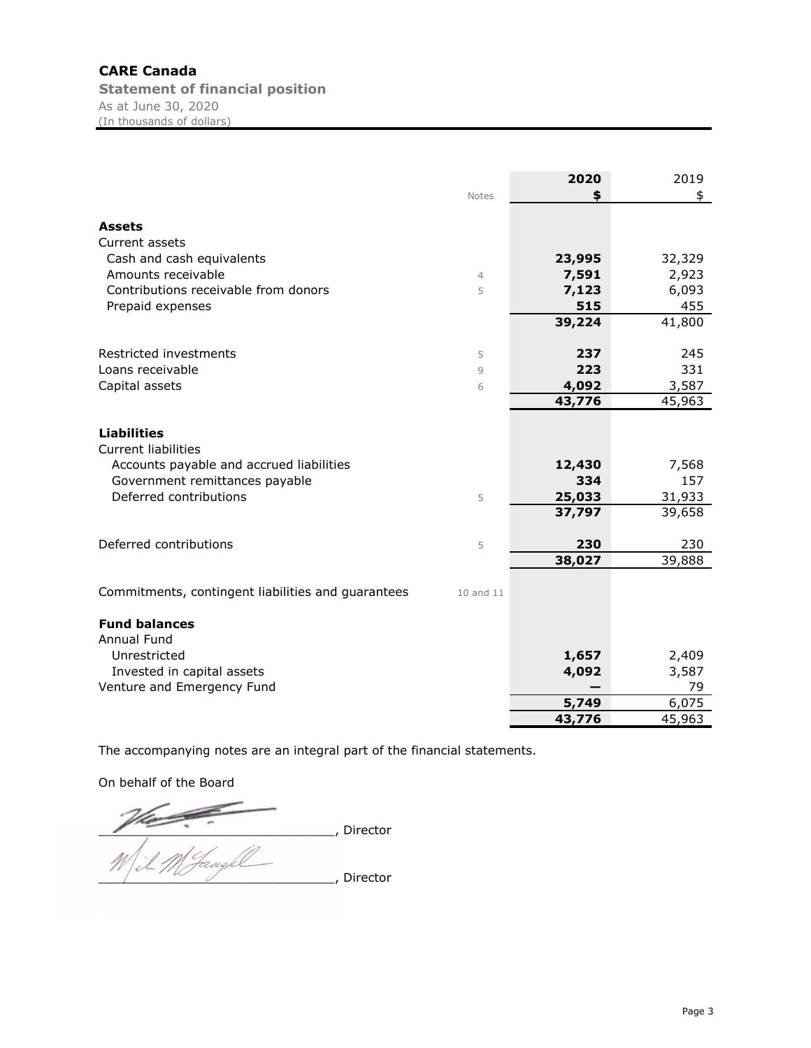**CARE Canada**

**Statement of financial position**

As at June 30, 2020

(In thousands of dollars)

| | Notes | **2020** **$** | 2019 $ |
|---|---|---|---|
| **Assets** | | | |
| Current assets | | | |
| Cash and cash equivalents | | **23,995** | 32,329 |
| Amounts receivable | 4 | **7,591** | 2,923 |
| Contributions receivable from donors | 5 | **7,123** | 6,093 |
| Prepaid expenses | | **515** | 455 |
| | | **39,224** | 41,800 |
| Restricted investments | 5 | **237** | 245 |
| Loans receivable | 9 | **223** | 331 |
| Capital assets | 6 | **4,092** | 3,587 |
| | | **43,776** | 45,963 |
| **Liabilities** | | | |
| Current liabilities | | | |
| Accounts payable and accrued liabilities | | **12,430** | 7,568 |
| Government remittances payable | | **334** | 157 |
| Deferred contributions | 5 | **25,033** | 31,933 |
| | | **37,797** | 39,658 |
| Deferred contributions | 5 | **230** | 230 |
| | | **38,027** | 39,888 |
| Commitments, contingent liabilities and guarantees | 10 and 11 | | |
| **Fund balances** | | | |
| Annual Fund | | | |
| Unrestricted | | **1,657** | 2,409 |
| Invested in capital assets | | **4,092** | 3,587 |
| Venture and Emergency Fund | | **—** | 79 |
| | | **5,749** | 6,075 |
| | | **43,776** | 45,963 |

The accompanying notes are an integral part of the financial statements.

On behalf of the Board

_____________________________, Director

_____________________________, Director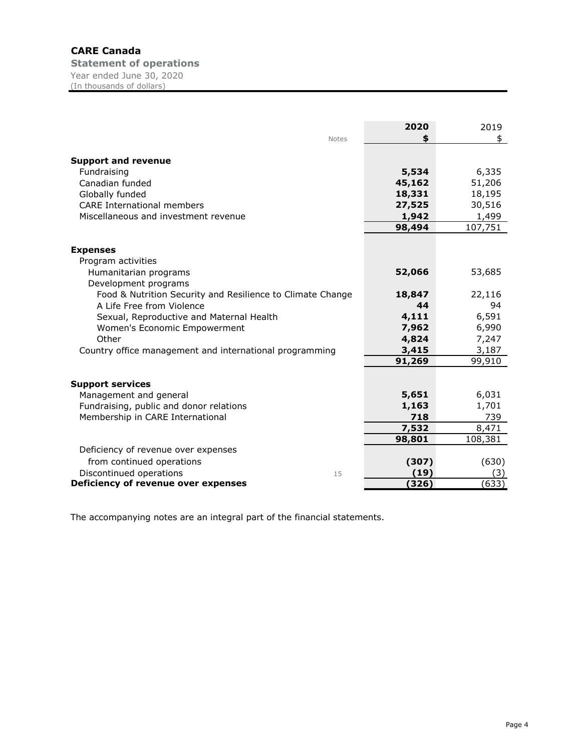# CARE Canada

## Statement of operations

Year ended June 30, 2020
(In thousands of dollars)

| | Notes | 2020 $ | 2019 $ |
|---|---|---|---|
| **Support and revenue** | | | |
| Fundraising | | **5,534** | 6,335 |
| Canadian funded | | **45,162** | 51,206 |
| Globally funded | | **18,331** | 18,195 |
| CARE International members | | **27,525** | 30,516 |
| Miscellaneous and investment revenue | | **1,942** | 1,499 |
| | | **98,494** | 107,751 |
| **Expenses** | | | |
| Program activities | | | |
| Humanitarian programs | | **52,066** | 53,685 |
| Development programs | | | |
| Food & Nutrition Security and Resilience to Climate Change | | **18,847** | 22,116 |
| A Life Free from Violence | | **44** | 94 |
| Sexual, Reproductive and Maternal Health | | **4,111** | 6,591 |
| Women's Economic Empowerment | | **7,962** | 6,990 |
| Other | | **4,824** | 7,247 |
| Country office management and international programming | | **3,415** | 3,187 |
| | | **91,269** | 99,910 |
| **Support services** | | | |
| Management and general | | **5,651** | 6,031 |
| Fundraising, public and donor relations | | **1,163** | 1,701 |
| Membership in CARE International | | **718** | 739 |
| | | **7,532** | 8,471 |
| | | **98,801** | 108,381 |
| Deficiency of revenue over expenses from continued operations | | **(307)** | (630) |
| Discontinued operations | 15 | **(19)** | (3) |
| **Deficiency of revenue over expenses** | | **(326)** | (633) |

The accompanying notes are an integral part of the financial statements.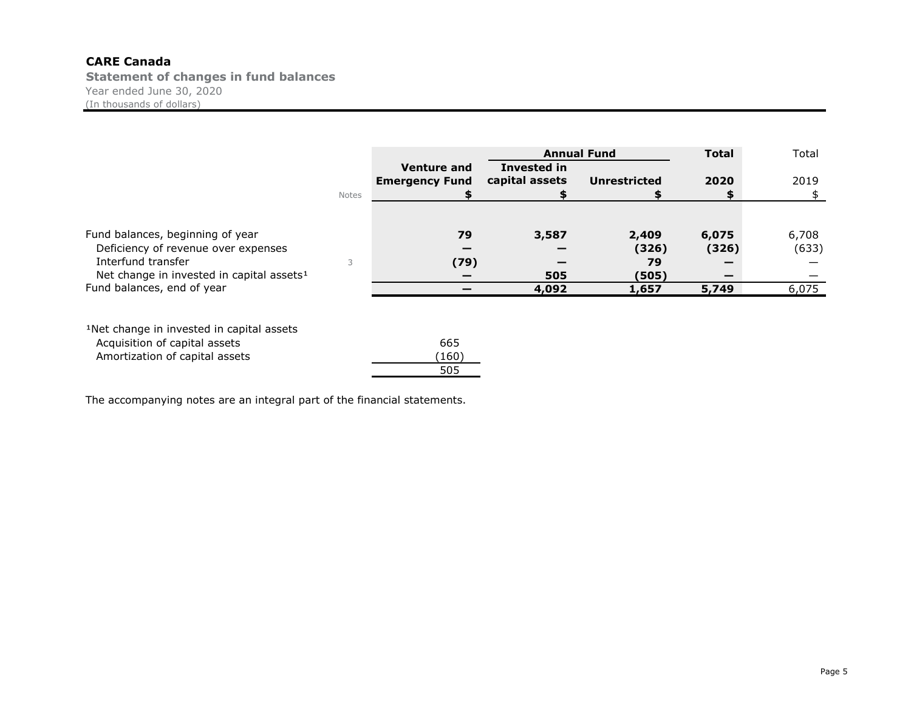**CARE Canada**

**Statement of changes in fund balances**

Year ended June 30, 2020

(In thousands of dollars)

| | | | Annual Fund | | Total | Total |
|---|---|---|---|---|---|---|
| | Notes | Venture and Emergency Fund | Invested in capital assets | Unrestricted | 2020 | 2019 |
| | | $ | $ | $ | $ | $ |
| Fund balances, beginning of year | | **79** | **3,587** | **2,409** | **6,075** | 6,708 |
| Deficiency of revenue over expenses | | **—** | **—** | **(326)** | **(326)** | (633) |
| Interfund transfer | 3 | **(79)** | **—** | **79** | **—** | — |
| Net change in invested in capital assets[1] | | **—** | **505** | **(505)** | **—** | — |
| Fund balances, end of year | | **—** | **4,092** | **1,657** | **5,749** | 6,075 |

[1]Net change in invested in capital assets

| | |
|---|---|
| Acquisition of capital assets | 665 |
| Amortization of capital assets | (160) |
| | 505 |

The accompanying notes are an integral part of the financial statements.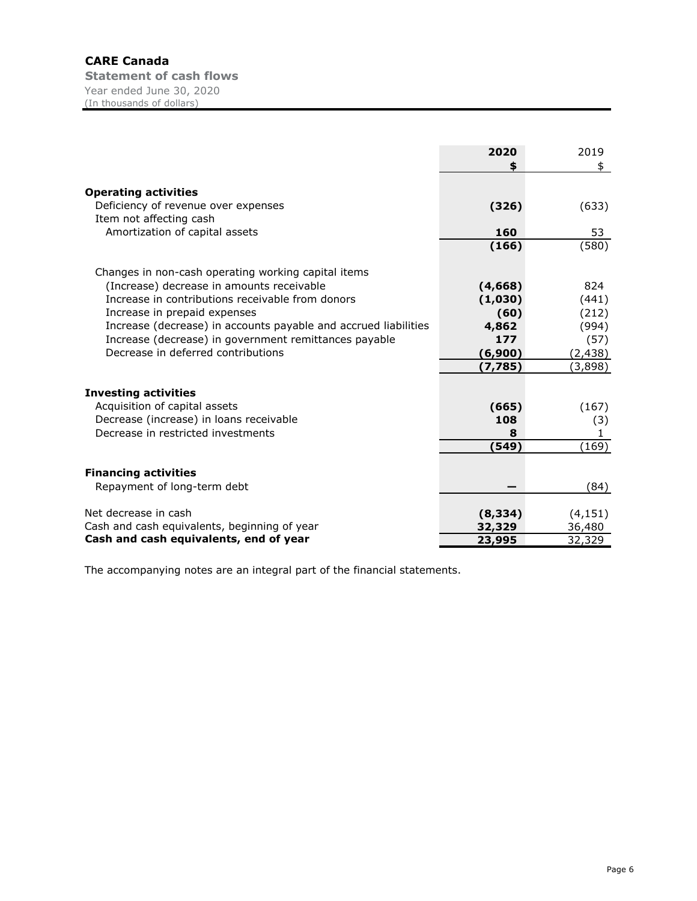# CARE Canada

**Statement of cash flows**

Year ended June 30, 2020

(In thousands of dollars)

| | 2020 | 2019 |
|---|---|---|
| | $ | $ |
| **Operating activities** | | |
| Deficiency of revenue over expenses | (326) | (633) |
| Item not affecting cash | | |
| Amortization of capital assets | 160 | 53 |
| | (166) | (580) |
| Changes in non-cash operating working capital items | | |
| (Increase) decrease in amounts receivable | (4,668) | 824 |
| Increase in contributions receivable from donors | (1,030) | (441) |
| Increase in prepaid expenses | (60) | (212) |
| Increase (decrease) in accounts payable and accrued liabilities | 4,862 | (994) |
| Increase (decrease) in government remittances payable | 177 | (57) |
| Decrease in deferred contributions | (6,900) | (2,438) |
| | (7,785) | (3,898) |
| **Investing activities** | | |
| Acquisition of capital assets | (665) | (167) |
| Decrease (increase) in loans receivable | 108 | (3) |
| Decrease in restricted investments | 8 | 1 |
| | (549) | (169) |
| **Financing activities** | | |
| Repayment of long-term debt | — | (84) |
| Net decrease in cash | (8,334) | (4,151) |
| Cash and cash equivalents, beginning of year | 32,329 | 36,480 |
| **Cash and cash equivalents, end of year** | 23,995 | 32,329 |

The accompanying notes are an integral part of the financial statements.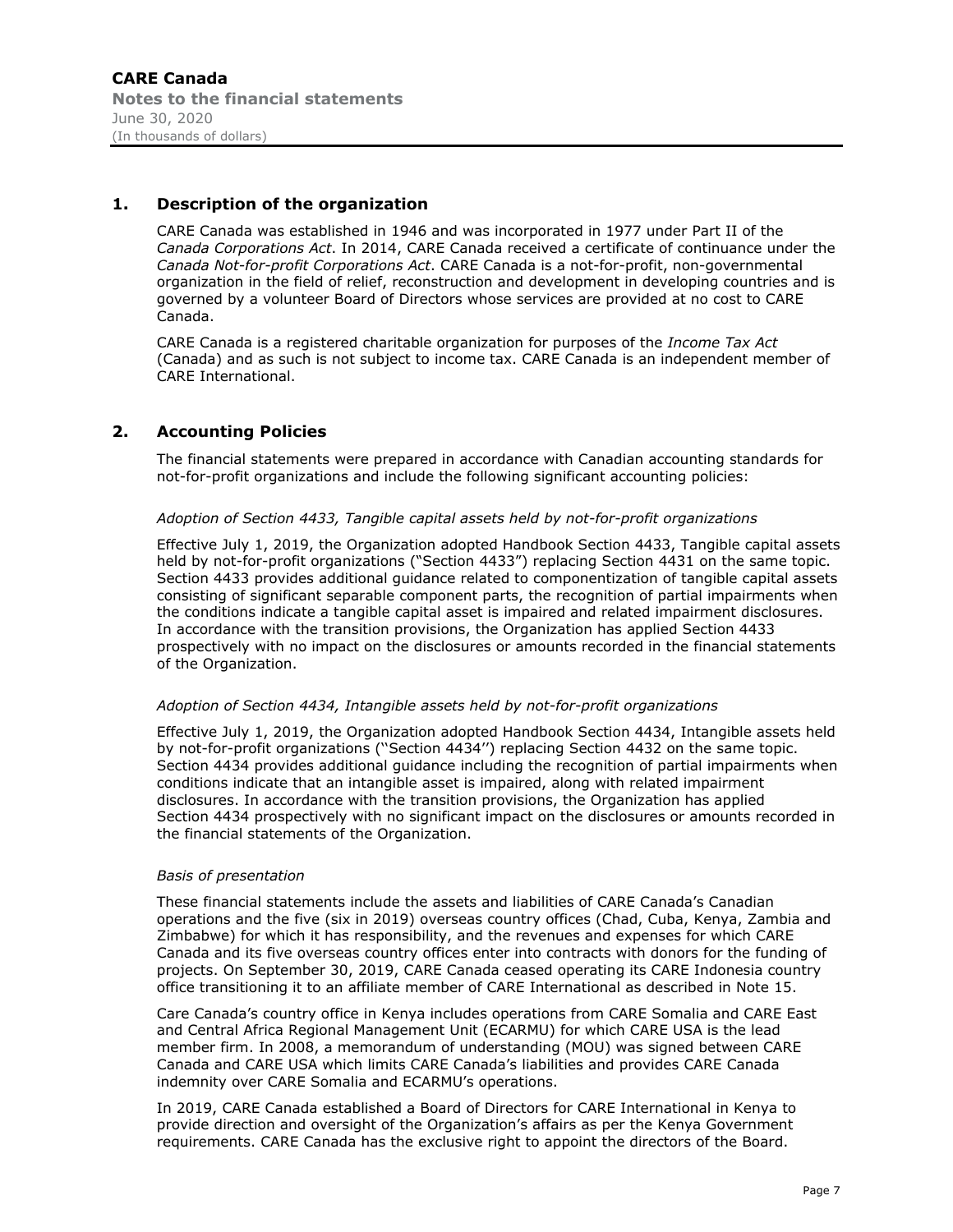## 1. Description of the organization

CARE Canada was established in 1946 and was incorporated in 1977 under Part II of the *Canada Corporations Act*. In 2014, CARE Canada received a certificate of continuance under the *Canada Not-for-profit Corporations Act*. CARE Canada is a not-for-profit, non-governmental organization in the field of relief, reconstruction and development in developing countries and is governed by a volunteer Board of Directors whose services are provided at no cost to CARE Canada.

CARE Canada is a registered charitable organization for purposes of the *Income Tax Act* (Canada) and as such is not subject to income tax. CARE Canada is an independent member of CARE International.

## 2. Accounting Policies

The financial statements were prepared in accordance with Canadian accounting standards for not-for-profit organizations and include the following significant accounting policies:

*Adoption of Section 4433, Tangible capital assets held by not-for-profit organizations*

Effective July 1, 2019, the Organization adopted Handbook Section 4433, Tangible capital assets held by not-for-profit organizations ("Section 4433") replacing Section 4431 on the same topic. Section 4433 provides additional guidance related to componentization of tangible capital assets consisting of significant separable component parts, the recognition of partial impairments when the conditions indicate a tangible capital asset is impaired and related impairment disclosures. In accordance with the transition provisions, the Organization has applied Section 4433 prospectively with no impact on the disclosures or amounts recorded in the financial statements of the Organization.

*Adoption of Section 4434, Intangible assets held by not-for-profit organizations*

Effective July 1, 2019, the Organization adopted Handbook Section 4434, Intangible assets held by not-for-profit organizations (''Section 4434'') replacing Section 4432 on the same topic. Section 4434 provides additional guidance including the recognition of partial impairments when conditions indicate that an intangible asset is impaired, along with related impairment disclosures. In accordance with the transition provisions, the Organization has applied Section 4434 prospectively with no significant impact on the disclosures or amounts recorded in the financial statements of the Organization.

*Basis of presentation*

These financial statements include the assets and liabilities of CARE Canada's Canadian operations and the five (six in 2019) overseas country offices (Chad, Cuba, Kenya, Zambia and Zimbabwe) for which it has responsibility, and the revenues and expenses for which CARE Canada and its five overseas country offices enter into contracts with donors for the funding of projects. On September 30, 2019, CARE Canada ceased operating its CARE Indonesia country office transitioning it to an affiliate member of CARE International as described in Note 15.

Care Canada's country office in Kenya includes operations from CARE Somalia and CARE East and Central Africa Regional Management Unit (ECARMU) for which CARE USA is the lead member firm. In 2008, a memorandum of understanding (MOU) was signed between CARE Canada and CARE USA which limits CARE Canada's liabilities and provides CARE Canada indemnity over CARE Somalia and ECARMU's operations.

In 2019, CARE Canada established a Board of Directors for CARE International in Kenya to provide direction and oversight of the Organization's affairs as per the Kenya Government requirements. CARE Canada has the exclusive right to appoint the directors of the Board.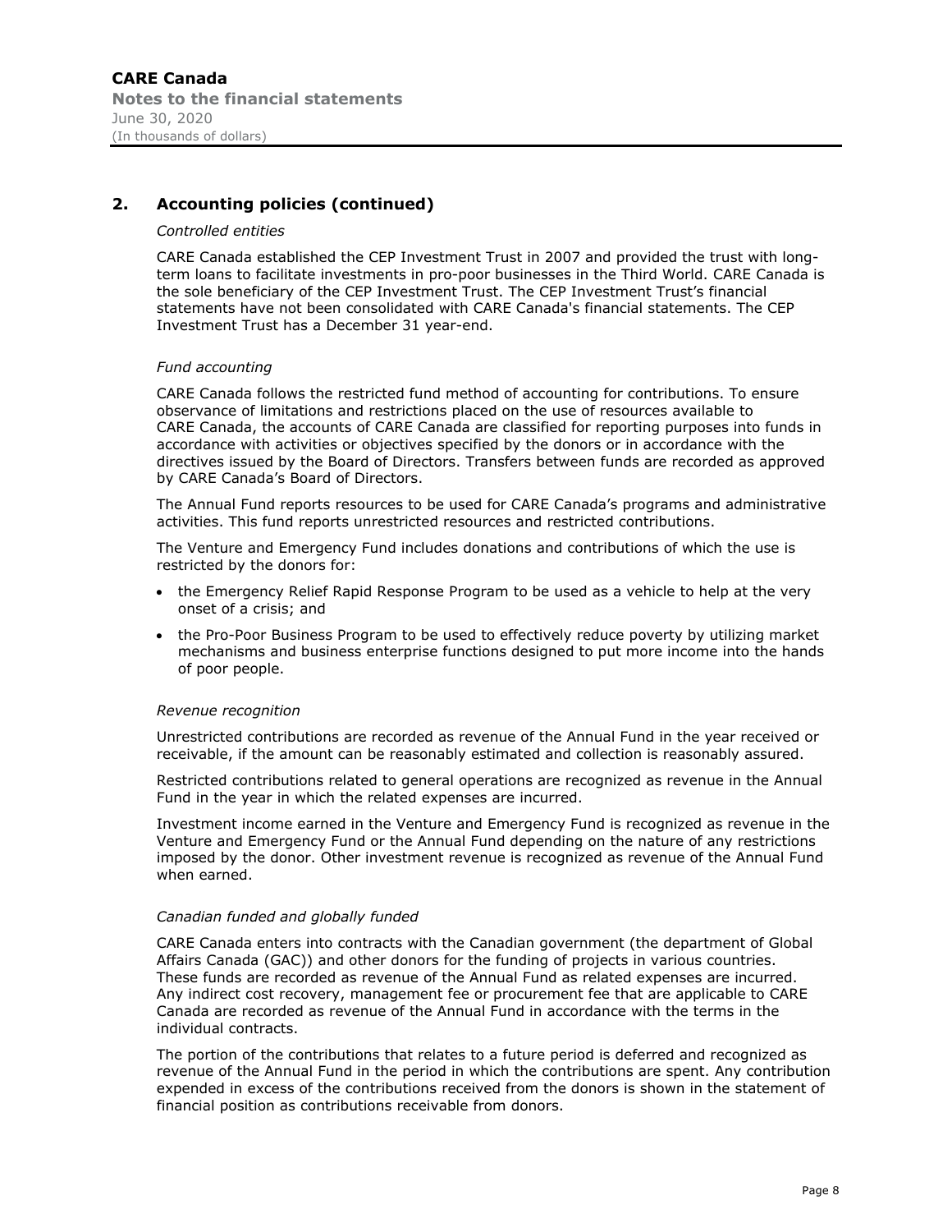## 2. Accounting policies (continued)

*Controlled entities*

CARE Canada established the CEP Investment Trust in 2007 and provided the trust with long-term loans to facilitate investments in pro-poor businesses in the Third World. CARE Canada is the sole beneficiary of the CEP Investment Trust. The CEP Investment Trust's financial statements have not been consolidated with CARE Canada's financial statements. The CEP Investment Trust has a December 31 year-end.

*Fund accounting*

CARE Canada follows the restricted fund method of accounting for contributions. To ensure observance of limitations and restrictions placed on the use of resources available to CARE Canada, the accounts of CARE Canada are classified for reporting purposes into funds in accordance with activities or objectives specified by the donors or in accordance with the directives issued by the Board of Directors. Transfers between funds are recorded as approved by CARE Canada's Board of Directors.

The Annual Fund reports resources to be used for CARE Canada's programs and administrative activities. This fund reports unrestricted resources and restricted contributions.

The Venture and Emergency Fund includes donations and contributions of which the use is restricted by the donors for:

- the Emergency Relief Rapid Response Program to be used as a vehicle to help at the very onset of a crisis; and
- the Pro-Poor Business Program to be used to effectively reduce poverty by utilizing market mechanisms and business enterprise functions designed to put more income into the hands of poor people.

*Revenue recognition*

Unrestricted contributions are recorded as revenue of the Annual Fund in the year received or receivable, if the amount can be reasonably estimated and collection is reasonably assured.

Restricted contributions related to general operations are recognized as revenue in the Annual Fund in the year in which the related expenses are incurred.

Investment income earned in the Venture and Emergency Fund is recognized as revenue in the Venture and Emergency Fund or the Annual Fund depending on the nature of any restrictions imposed by the donor. Other investment revenue is recognized as revenue of the Annual Fund when earned.

*Canadian funded and globally funded*

CARE Canada enters into contracts with the Canadian government (the department of Global Affairs Canada (GAC)) and other donors for the funding of projects in various countries. These funds are recorded as revenue of the Annual Fund as related expenses are incurred. Any indirect cost recovery, management fee or procurement fee that are applicable to CARE Canada are recorded as revenue of the Annual Fund in accordance with the terms in the individual contracts.

The portion of the contributions that relates to a future period is deferred and recognized as revenue of the Annual Fund in the period in which the contributions are spent. Any contribution expended in excess of the contributions received from the donors is shown in the statement of financial position as contributions receivable from donors.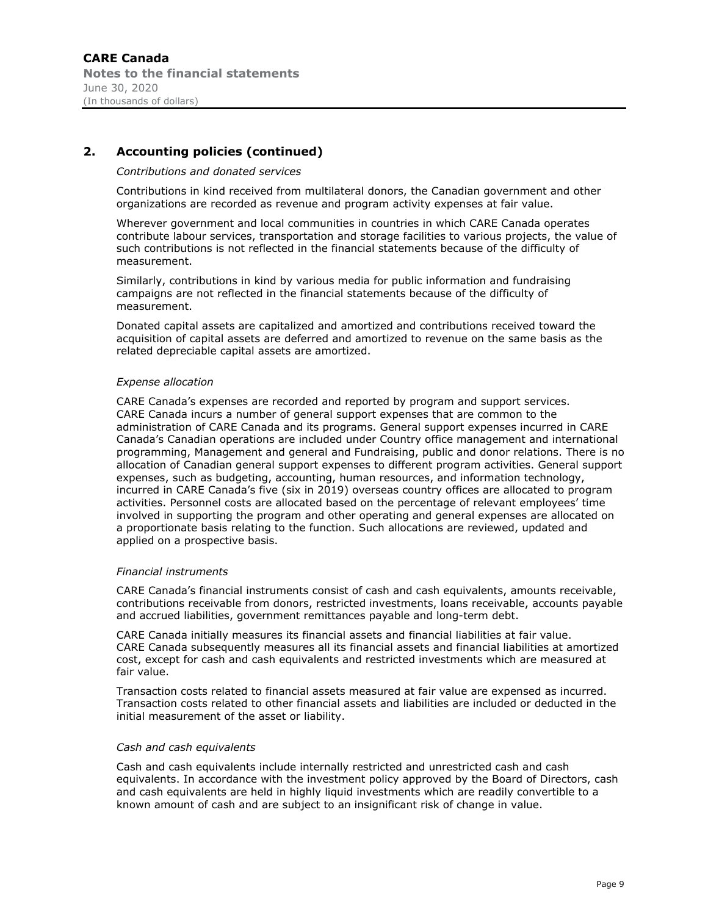## 2. Accounting policies (continued)

*Contributions and donated services*

Contributions in kind received from multilateral donors, the Canadian government and other organizations are recorded as revenue and program activity expenses at fair value.

Wherever government and local communities in countries in which CARE Canada operates contribute labour services, transportation and storage facilities to various projects, the value of such contributions is not reflected in the financial statements because of the difficulty of measurement.

Similarly, contributions in kind by various media for public information and fundraising campaigns are not reflected in the financial statements because of the difficulty of measurement.

Donated capital assets are capitalized and amortized and contributions received toward the acquisition of capital assets are deferred and amortized to revenue on the same basis as the related depreciable capital assets are amortized.

*Expense allocation*

CARE Canada's expenses are recorded and reported by program and support services. CARE Canada incurs a number of general support expenses that are common to the administration of CARE Canada and its programs. General support expenses incurred in CARE Canada's Canadian operations are included under Country office management and international programming, Management and general and Fundraising, public and donor relations. There is no allocation of Canadian general support expenses to different program activities. General support expenses, such as budgeting, accounting, human resources, and information technology, incurred in CARE Canada's five (six in 2019) overseas country offices are allocated to program activities. Personnel costs are allocated based on the percentage of relevant employees' time involved in supporting the program and other operating and general expenses are allocated on a proportionate basis relating to the function. Such allocations are reviewed, updated and applied on a prospective basis.

*Financial instruments*

CARE Canada's financial instruments consist of cash and cash equivalents, amounts receivable, contributions receivable from donors, restricted investments, loans receivable, accounts payable and accrued liabilities, government remittances payable and long-term debt.

CARE Canada initially measures its financial assets and financial liabilities at fair value. CARE Canada subsequently measures all its financial assets and financial liabilities at amortized cost, except for cash and cash equivalents and restricted investments which are measured at fair value.

Transaction costs related to financial assets measured at fair value are expensed as incurred. Transaction costs related to other financial assets and liabilities are included or deducted in the initial measurement of the asset or liability.

*Cash and cash equivalents*

Cash and cash equivalents include internally restricted and unrestricted cash and cash equivalents. In accordance with the investment policy approved by the Board of Directors, cash and cash equivalents are held in highly liquid investments which are readily convertible to a known amount of cash and are subject to an insignificant risk of change in value.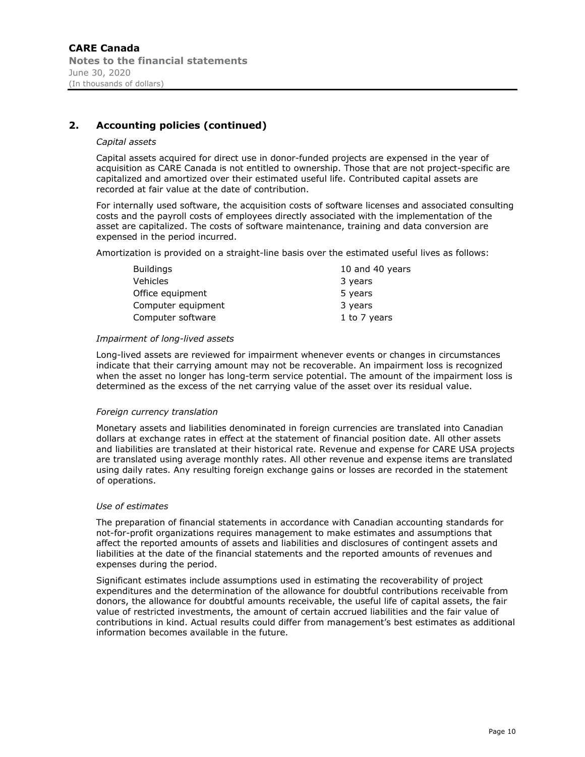## 2. Accounting policies (continued)

*Capital assets*

Capital assets acquired for direct use in donor-funded projects are expensed in the year of acquisition as CARE Canada is not entitled to ownership. Those that are not project-specific are capitalized and amortized over their estimated useful life. Contributed capital assets are recorded at fair value at the date of contribution.

For internally used software, the acquisition costs of software licenses and associated consulting costs and the payroll costs of employees directly associated with the implementation of the asset are capitalized. The costs of software maintenance, training and data conversion are expensed in the period incurred.

Amortization is provided on a straight-line basis over the estimated useful lives as follows:

| | |
|---|---|
| Buildings | 10 and 40 years |
| Vehicles | 3 years |
| Office equipment | 5 years |
| Computer equipment | 3 years |
| Computer software | 1 to 7 years |

*Impairment of long-lived assets*

Long-lived assets are reviewed for impairment whenever events or changes in circumstances indicate that their carrying amount may not be recoverable. An impairment loss is recognized when the asset no longer has long-term service potential. The amount of the impairment loss is determined as the excess of the net carrying value of the asset over its residual value.

*Foreign currency translation*

Monetary assets and liabilities denominated in foreign currencies are translated into Canadian dollars at exchange rates in effect at the statement of financial position date. All other assets and liabilities are translated at their historical rate. Revenue and expense for CARE USA projects are translated using average monthly rates. All other revenue and expense items are translated using daily rates. Any resulting foreign exchange gains or losses are recorded in the statement of operations.

*Use of estimates*

The preparation of financial statements in accordance with Canadian accounting standards for not-for-profit organizations requires management to make estimates and assumptions that affect the reported amounts of assets and liabilities and disclosures of contingent assets and liabilities at the date of the financial statements and the reported amounts of revenues and expenses during the period.

Significant estimates include assumptions used in estimating the recoverability of project expenditures and the determination of the allowance for doubtful contributions receivable from donors, the allowance for doubtful amounts receivable, the useful life of capital assets, the fair value of restricted investments, the amount of certain accrued liabilities and the fair value of contributions in kind. Actual results could differ from management's best estimates as additional information becomes available in the future.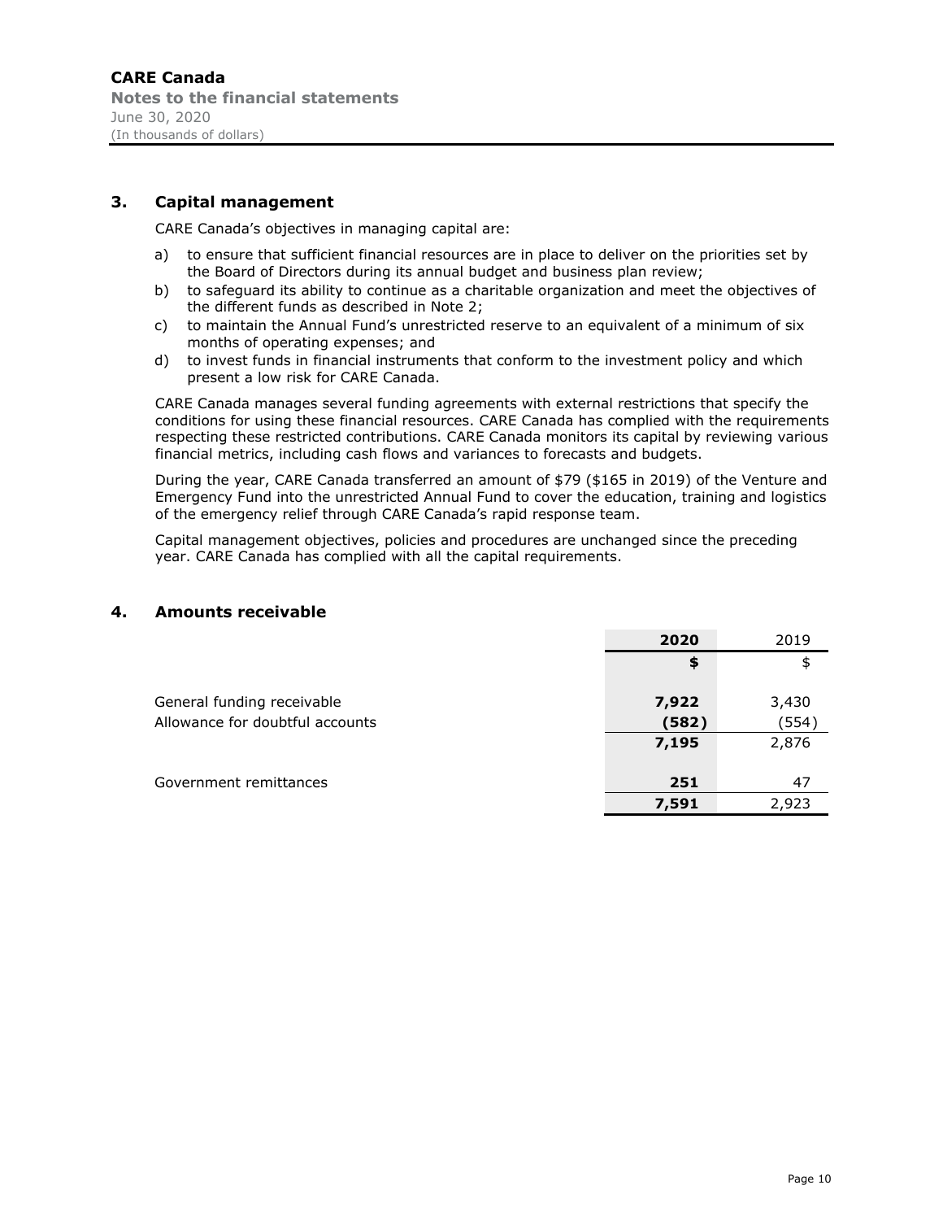## 3. Capital management

CARE Canada's objectives in managing capital are:

a) to ensure that sufficient financial resources are in place to deliver on the priorities set by the Board of Directors during its annual budget and business plan review;
b) to safeguard its ability to continue as a charitable organization and meet the objectives of the different funds as described in Note 2;
c) to maintain the Annual Fund's unrestricted reserve to an equivalent of a minimum of six months of operating expenses; and
d) to invest funds in financial instruments that conform to the investment policy and which present a low risk for CARE Canada.

CARE Canada manages several funding agreements with external restrictions that specify the conditions for using these financial resources. CARE Canada has complied with the requirements respecting these restricted contributions. CARE Canada monitors its capital by reviewing various financial metrics, including cash flows and variances to forecasts and budgets.

During the year, CARE Canada transferred an amount of $79 ($165 in 2019) of the Venture and Emergency Fund into the unrestricted Annual Fund to cover the education, training and logistics of the emergency relief through CARE Canada's rapid response team.

Capital management objectives, policies and procedures are unchanged since the preceding year. CARE Canada has complied with all the capital requirements.

## 4. Amounts receivable

| | **2020** | 2019 |
|---|---|---|
| | **$** | $ |
| General funding receivable | **7,922** | 3,430 |
| Allowance for doubtful accounts | **(582)** | (554) |
| | **7,195** | 2,876 |
| Government remittances | **251** | 47 |
| | **7,591** | 2,923 |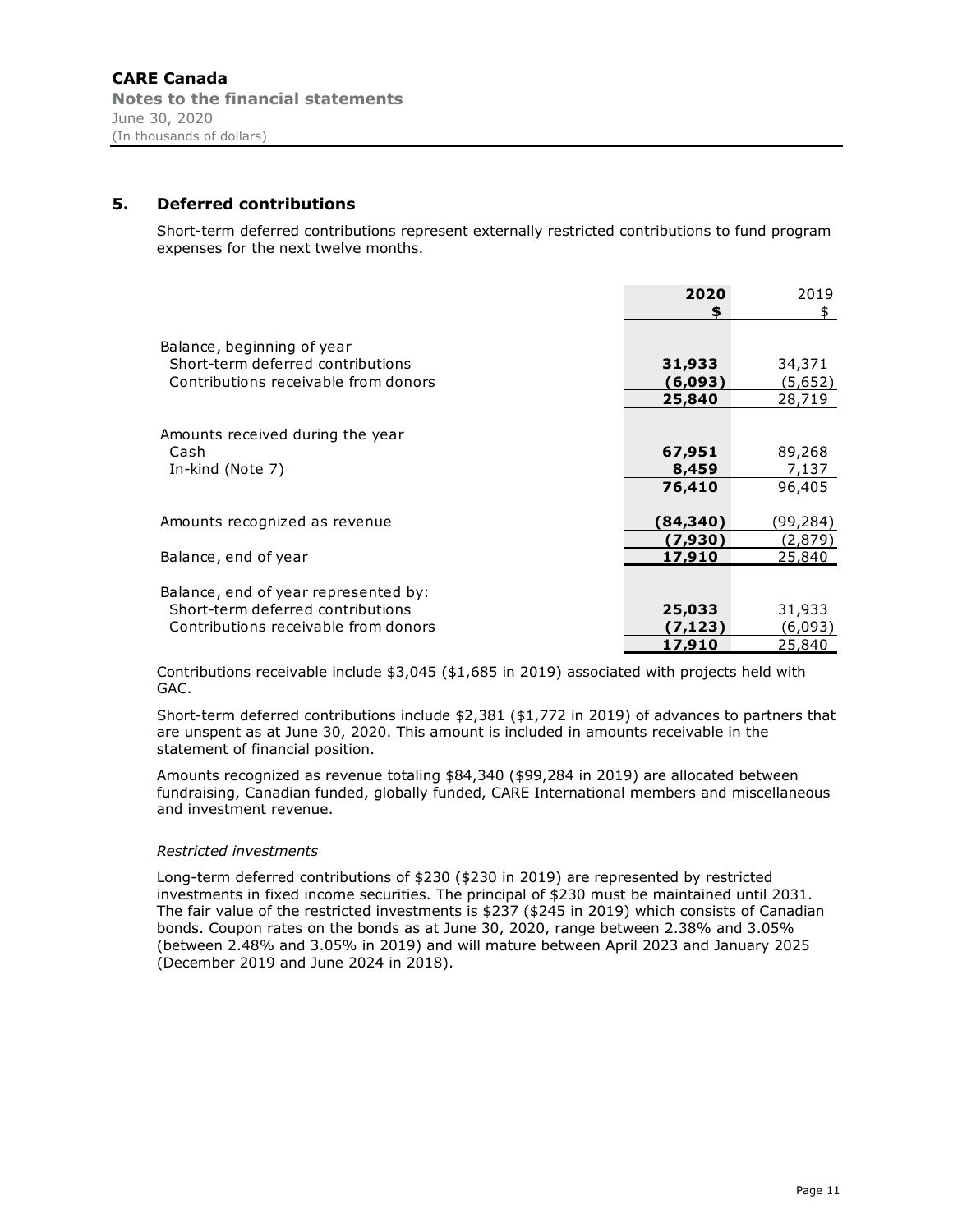## 5. Deferred contributions

Short-term deferred contributions represent externally restricted contributions to fund program expenses for the next twelve months.

| | 2020<br>$ | 2019<br>$ |
|---|---|---|
| Balance, beginning of year | | |
| Short-term deferred contributions | **31,933** | 34,371 |
| Contributions receivable from donors | **(6,093)** | (5,652) |
| | **25,840** | 28,719 |
| Amounts received during the year | | |
| Cash | **67,951** | 89,268 |
| In-kind (Note 7) | **8,459** | 7,137 |
| | **76,410** | 96,405 |
| Amounts recognized as revenue | **(84,340)** | (99,284) |
| | **(7,930)** | (2,879) |
| Balance, end of year | **17,910** | 25,840 |
| Balance, end of year represented by: | | |
| Short-term deferred contributions | **25,033** | 31,933 |
| Contributions receivable from donors | **(7,123)** | (6,093) |
| | **17,910** | 25,840 |

Contributions receivable include $3,045 ($1,685 in 2019) associated with projects held with GAC.

Short-term deferred contributions include $2,381 ($1,772 in 2019) of advances to partners that are unspent as at June 30, 2020. This amount is included in amounts receivable in the statement of financial position.

Amounts recognized as revenue totaling $84,340 ($99,284 in 2019) are allocated between fundraising, Canadian funded, globally funded, CARE International members and miscellaneous and investment revenue.

*Restricted investments*

Long-term deferred contributions of $230 ($230 in 2019) are represented by restricted investments in fixed income securities. The principal of $230 must be maintained until 2031. The fair value of the restricted investments is $237 ($245 in 2019) which consists of Canadian bonds. Coupon rates on the bonds as at June 30, 2020, range between 2.38% and 3.05% (between 2.48% and 3.05% in 2019) and will mature between April 2023 and January 2025 (December 2019 and June 2024 in 2018).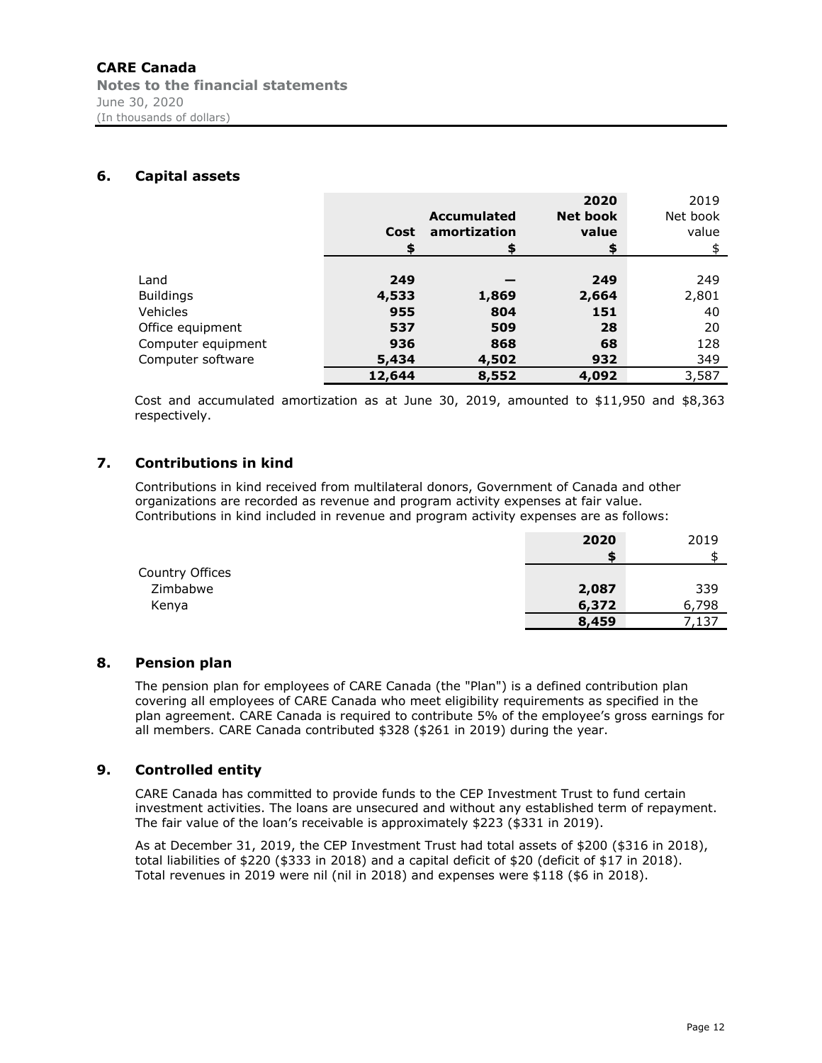## 6. Capital assets

| | Cost | Accumulated amortization | 2020 Net book value | 2019 Net book value |
|---|---|---|---|---|
| | **$** | **$** | **$** | $ |
| Land | **249** | **—** | **249** | 249 |
| Buildings | **4,533** | **1,869** | **2,664** | 2,801 |
| Vehicles | **955** | **804** | **151** | 40 |
| Office equipment | **537** | **509** | **28** | 20 |
| Computer equipment | **936** | **868** | **68** | 128 |
| Computer software | **5,434** | **4,502** | **932** | 349 |
| | **12,644** | **8,552** | **4,092** | 3,587 |

Cost and accumulated amortization as at June 30, 2019, amounted to $11,950 and $8,363 respectively.

## 7. Contributions in kind

Contributions in kind received from multilateral donors, Government of Canada and other organizations are recorded as revenue and program activity expenses at fair value. Contributions in kind included in revenue and program activity expenses are as follows:

| | 2020 | 2019 |
|---|---|---|
| | **$** | $ |
| Country Offices | | |
| Zimbabwe | **2,087** | 339 |
| Kenya | **6,372** | 6,798 |
| | **8,459** | 7,137 |

## 8. Pension plan

The pension plan for employees of CARE Canada (the "Plan") is a defined contribution plan covering all employees of CARE Canada who meet eligibility requirements as specified in the plan agreement. CARE Canada is required to contribute 5% of the employee's gross earnings for all members. CARE Canada contributed $328 ($261 in 2019) during the year.

## 9. Controlled entity

CARE Canada has committed to provide funds to the CEP Investment Trust to fund certain investment activities. The loans are unsecured and without any established term of repayment. The fair value of the loan's receivable is approximately $223 ($331 in 2019).

As at December 31, 2019, the CEP Investment Trust had total assets of $200 ($316 in 2018), total liabilities of $220 ($333 in 2018) and a capital deficit of $20 (deficit of $17 in 2018). Total revenues in 2019 were nil (nil in 2018) and expenses were $118 ($6 in 2018).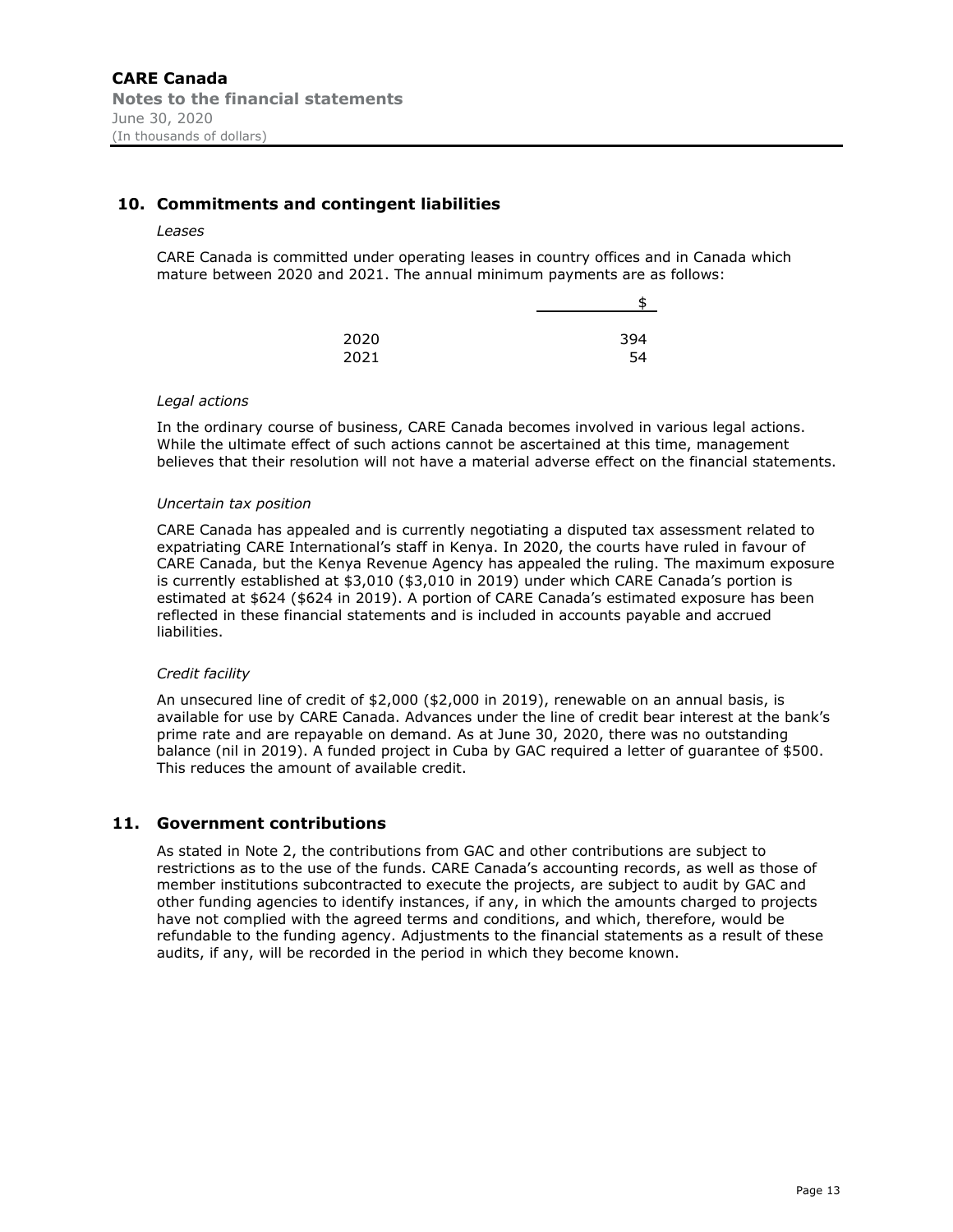## 10. Commitments and contingent liabilities

*Leases*

CARE Canada is committed under operating leases in country offices and in Canada which mature between 2020 and 2021. The annual minimum payments are as follows:

| | $ |
|---|---|
| 2020 | 394 |
| 2021 | 54 |

*Legal actions*

In the ordinary course of business, CARE Canada becomes involved in various legal actions. While the ultimate effect of such actions cannot be ascertained at this time, management believes that their resolution will not have a material adverse effect on the financial statements.

*Uncertain tax position*

CARE Canada has appealed and is currently negotiating a disputed tax assessment related to expatriating CARE International's staff in Kenya. In 2020, the courts have ruled in favour of CARE Canada, but the Kenya Revenue Agency has appealed the ruling. The maximum exposure is currently established at $3,010 ($3,010 in 2019) under which CARE Canada's portion is estimated at $624 ($624 in 2019). A portion of CARE Canada's estimated exposure has been reflected in these financial statements and is included in accounts payable and accrued liabilities.

*Credit facility*

An unsecured line of credit of $2,000 ($2,000 in 2019), renewable on an annual basis, is available for use by CARE Canada. Advances under the line of credit bear interest at the bank's prime rate and are repayable on demand. As at June 30, 2020, there was no outstanding balance (nil in 2019). A funded project in Cuba by GAC required a letter of guarantee of $500. This reduces the amount of available credit.

## 11. Government contributions

As stated in Note 2, the contributions from GAC and other contributions are subject to restrictions as to the use of the funds. CARE Canada's accounting records, as well as those of member institutions subcontracted to execute the projects, are subject to audit by GAC and other funding agencies to identify instances, if any, in which the amounts charged to projects have not complied with the agreed terms and conditions, and which, therefore, would be refundable to the funding agency. Adjustments to the financial statements as a result of these audits, if any, will be recorded in the period in which they become known.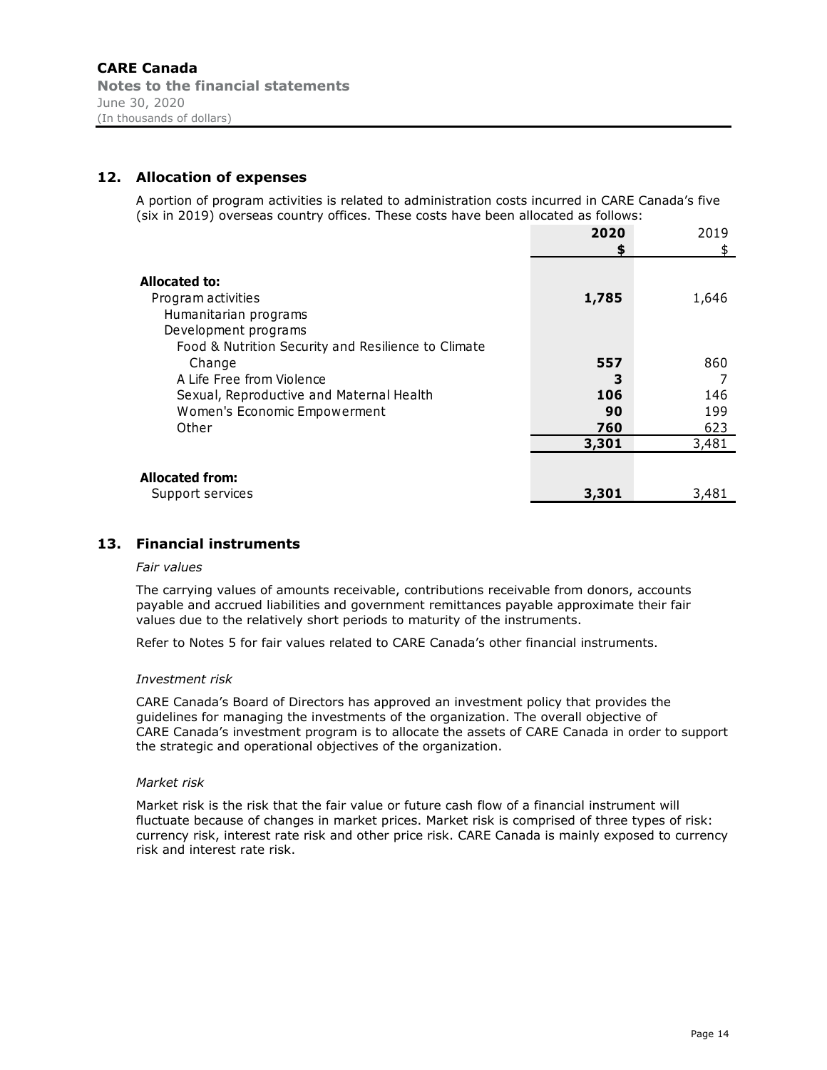## 12. Allocation of expenses

A portion of program activities is related to administration costs incurred in CARE Canada's five (six in 2019) overseas country offices. These costs have been allocated as follows:

| | **2020** | 2019 |
|---|---|---|
| | **$** | $ |
| **Allocated to:** | | |
| Program activities | **1,785** | 1,646 |
| Humanitarian programs | | |
| Development programs | | |
| Food & Nutrition Security and Resilience to Climate Change | **557** | 860 |
| A Life Free from Violence | **3** | 7 |
| Sexual, Reproductive and Maternal Health | **106** | 146 |
| Women's Economic Empowerment | **90** | 199 |
| Other | **760** | 623 |
| | **3,301** | 3,481 |
| **Allocated from:** | | |
| Support services | **3,301** | 3,481 |

## 13. Financial instruments

*Fair values*

The carrying values of amounts receivable, contributions receivable from donors, accounts payable and accrued liabilities and government remittances payable approximate their fair values due to the relatively short periods to maturity of the instruments.

Refer to Notes 5 for fair values related to CARE Canada's other financial instruments.

*Investment risk*

CARE Canada's Board of Directors has approved an investment policy that provides the guidelines for managing the investments of the organization. The overall objective of CARE Canada's investment program is to allocate the assets of CARE Canada in order to support the strategic and operational objectives of the organization.

*Market risk*

Market risk is the risk that the fair value or future cash flow of a financial instrument will fluctuate because of changes in market prices. Market risk is comprised of three types of risk: currency risk, interest rate risk and other price risk. CARE Canada is mainly exposed to currency risk and interest rate risk.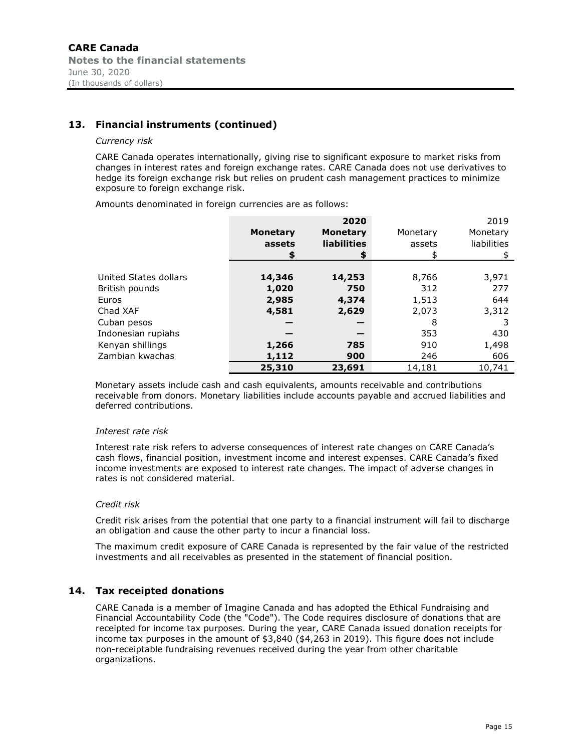## 13. Financial instruments (continued)

*Currency risk*

CARE Canada operates internationally, giving rise to significant exposure to market risks from changes in interest rates and foreign exchange rates. CARE Canada does not use derivatives to hedge its foreign exchange risk but relies on prudent cash management practices to minimize exposure to foreign exchange risk.

Amounts denominated in foreign currencies are as follows:

| | | **2020** | | 2019 |
|---|---|---|---|---|
| | **Monetary assets** | **Monetary liabilities** | Monetary assets | Monetary liabilities |
| | **$** | **$** | $ | $ |
| United States dollars | **14,346** | **14,253** | 8,766 | 3,971 |
| British pounds | **1,020** | **750** | 312 | 277 |
| Euros | **2,985** | **4,374** | 1,513 | 644 |
| Chad XAF | **4,581** | **2,629** | 2,073 | 3,312 |
| Cuban pesos | **—** | **—** | 8 | 3 |
| Indonesian rupiahs | **—** | **—** | 353 | 430 |
| Kenyan shillings | **1,266** | **785** | 910 | 1,498 |
| Zambian kwachas | **1,112** | **900** | 246 | 606 |
| | **25,310** | **23,691** | 14,181 | 10,741 |

Monetary assets include cash and cash equivalents, amounts receivable and contributions receivable from donors. Monetary liabilities include accounts payable and accrued liabilities and deferred contributions.

*Interest rate risk*

Interest rate risk refers to adverse consequences of interest rate changes on CARE Canada's cash flows, financial position, investment income and interest expenses. CARE Canada's fixed income investments are exposed to interest rate changes. The impact of adverse changes in rates is not considered material.

*Credit risk*

Credit risk arises from the potential that one party to a financial instrument will fail to discharge an obligation and cause the other party to incur a financial loss.

The maximum credit exposure of CARE Canada is represented by the fair value of the restricted investments and all receivables as presented in the statement of financial position.

## 14. Tax receipted donations

CARE Canada is a member of Imagine Canada and has adopted the Ethical Fundraising and Financial Accountability Code (the "Code"). The Code requires disclosure of donations that are receipted for income tax purposes. During the year, CARE Canada issued donation receipts for income tax purposes in the amount of $3,840 ($4,263 in 2019). This figure does not include non-receiptable fundraising revenues received during the year from other charitable organizations.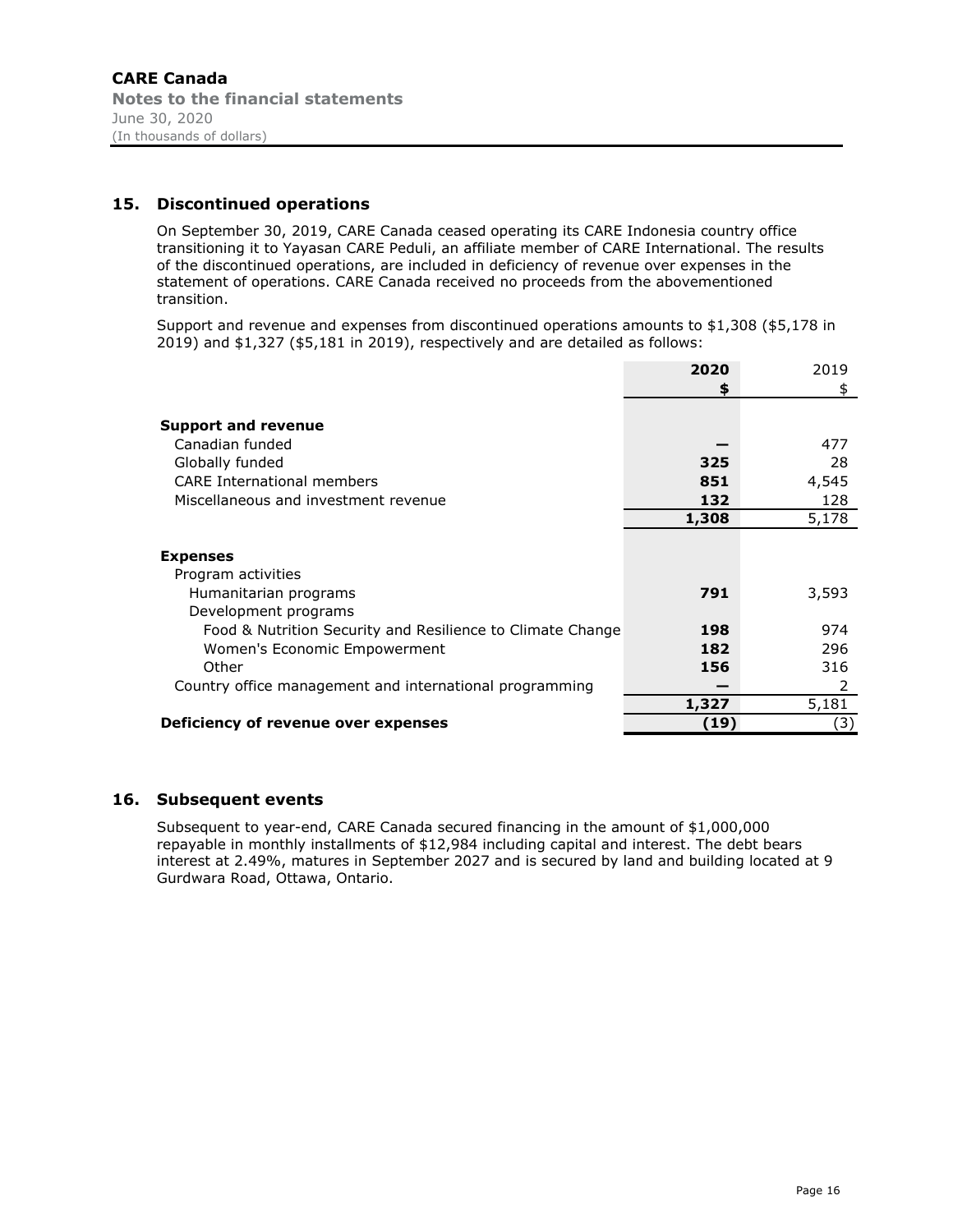## 15. Discontinued operations

On September 30, 2019, CARE Canada ceased operating its CARE Indonesia country office transitioning it to Yayasan CARE Peduli, an affiliate member of CARE International. The results of the discontinued operations, are included in deficiency of revenue over expenses in the statement of operations. CARE Canada received no proceeds from the abovementioned transition.

Support and revenue and expenses from discontinued operations amounts to $1,308 ($5,178 in 2019) and $1,327 ($5,181 in 2019), respectively and are detailed as follows:

| | **2020** | 2019 |
|---|---|---|
| | **$** | $ |
| **Support and revenue** | | |
| Canadian funded | **—** | 477 |
| Globally funded | **325** | 28 |
| CARE International members | **851** | 4,545 |
| Miscellaneous and investment revenue | **132** | 128 |
| | **1,308** | 5,178 |
| **Expenses** | | |
| Program activities | | |
| Humanitarian programs | **791** | 3,593 |
| Development programs | | |
| Food & Nutrition Security and Resilience to Climate Change | **198** | 974 |
| Women's Economic Empowerment | **182** | 296 |
| Other | **156** | 316 |
| Country office management and international programming | **—** | 2 |
| | **1,327** | 5,181 |
| **Deficiency of revenue over expenses** | **(19)** | (3) |

## 16. Subsequent events

Subsequent to year-end, CARE Canada secured financing in the amount of $1,000,000 repayable in monthly installments of $12,984 including capital and interest. The debt bears interest at 2.49%, matures in September 2027 and is secured by land and building located at 9 Gurdwara Road, Ottawa, Ontario.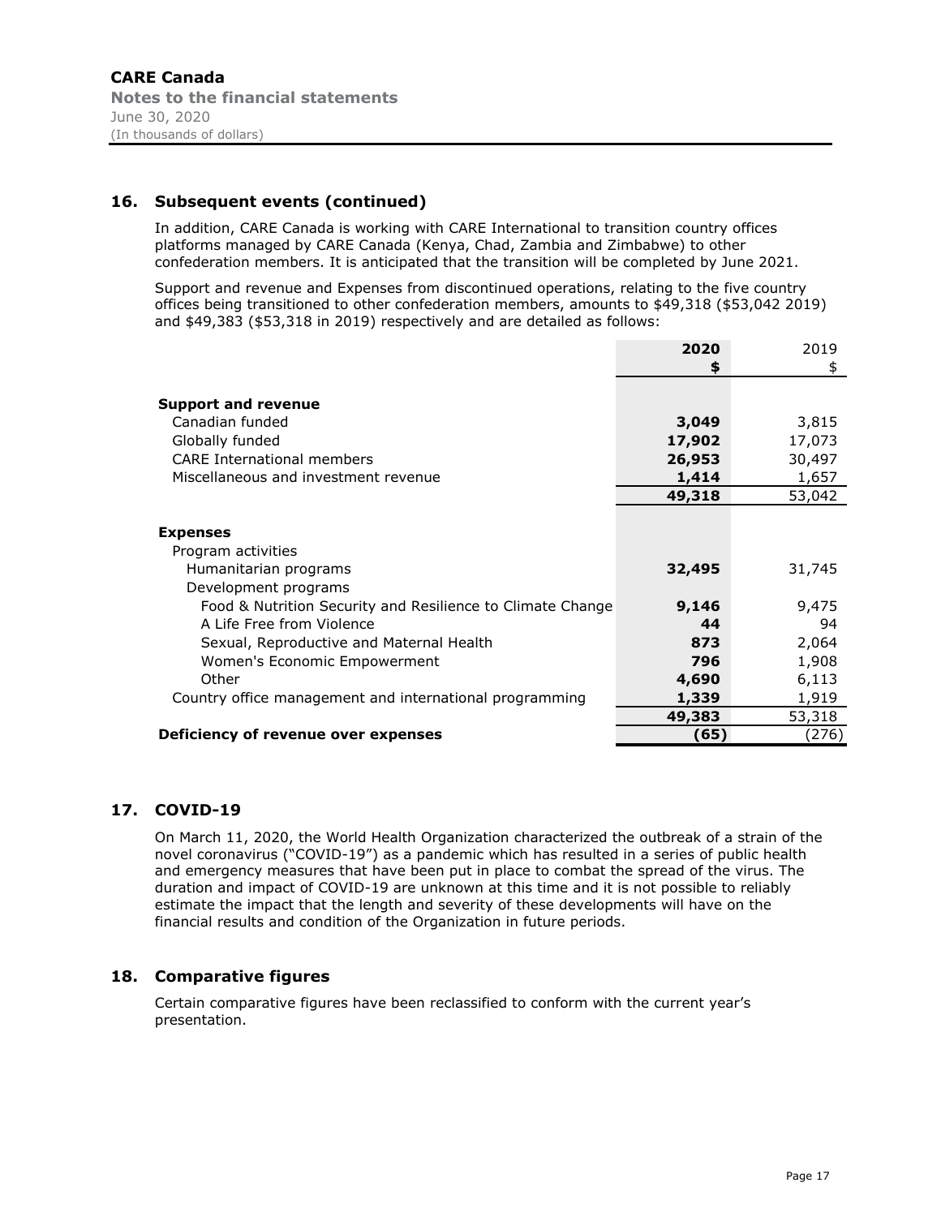## 16. Subsequent events (continued)

In addition, CARE Canada is working with CARE International to transition country offices platforms managed by CARE Canada (Kenya, Chad, Zambia and Zimbabwe) to other confederation members. It is anticipated that the transition will be completed by June 2021.

Support and revenue and Expenses from discontinued operations, relating to the five country offices being transitioned to other confederation members, amounts to $49,318 ($53,042 2019) and $49,383 ($53,318 in 2019) respectively and are detailed as follows:

| | **2020** | 2019 |
|---|---|---|
| | **$** | $ |
| **Support and revenue** | | |
| Canadian funded | **3,049** | 3,815 |
| Globally funded | **17,902** | 17,073 |
| CARE International members | **26,953** | 30,497 |
| Miscellaneous and investment revenue | **1,414** | 1,657 |
| | **49,318** | 53,042 |
| **Expenses** | | |
| Program activities | | |
| Humanitarian programs | **32,495** | 31,745 |
| Development programs | | |
| Food & Nutrition Security and Resilience to Climate Change | **9,146** | 9,475 |
| A Life Free from Violence | **44** | 94 |
| Sexual, Reproductive and Maternal Health | **873** | 2,064 |
| Women's Economic Empowerment | **796** | 1,908 |
| Other | **4,690** | 6,113 |
| Country office management and international programming | **1,339** | 1,919 |
| | **49,383** | 53,318 |
| **Deficiency of revenue over expenses** | **(65)** | (276) |

## 17. COVID-19

On March 11, 2020, the World Health Organization characterized the outbreak of a strain of the novel coronavirus ("COVID-19") as a pandemic which has resulted in a series of public health and emergency measures that have been put in place to combat the spread of the virus. The duration and impact of COVID-19 are unknown at this time and it is not possible to reliably estimate the impact that the length and severity of these developments will have on the financial results and condition of the Organization in future periods.

## 18. Comparative figures

Certain comparative figures have been reclassified to conform with the current year's presentation.